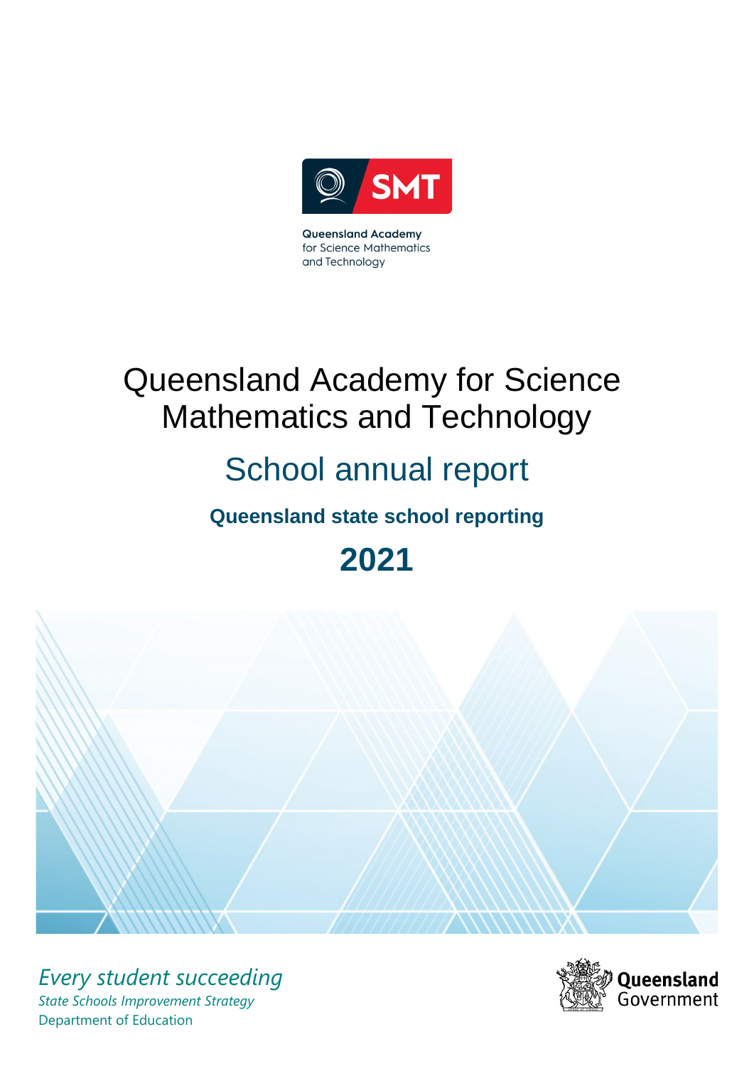Queensland Academy for Science Mathematics and Technology

# Queensland Academy for Science Mathematics and Technology

## School annual report

### Queensland state school reporting

## 2021

*Every student succeeding*

*State Schools Improvement Strategy*

Department of Education

Queensland Government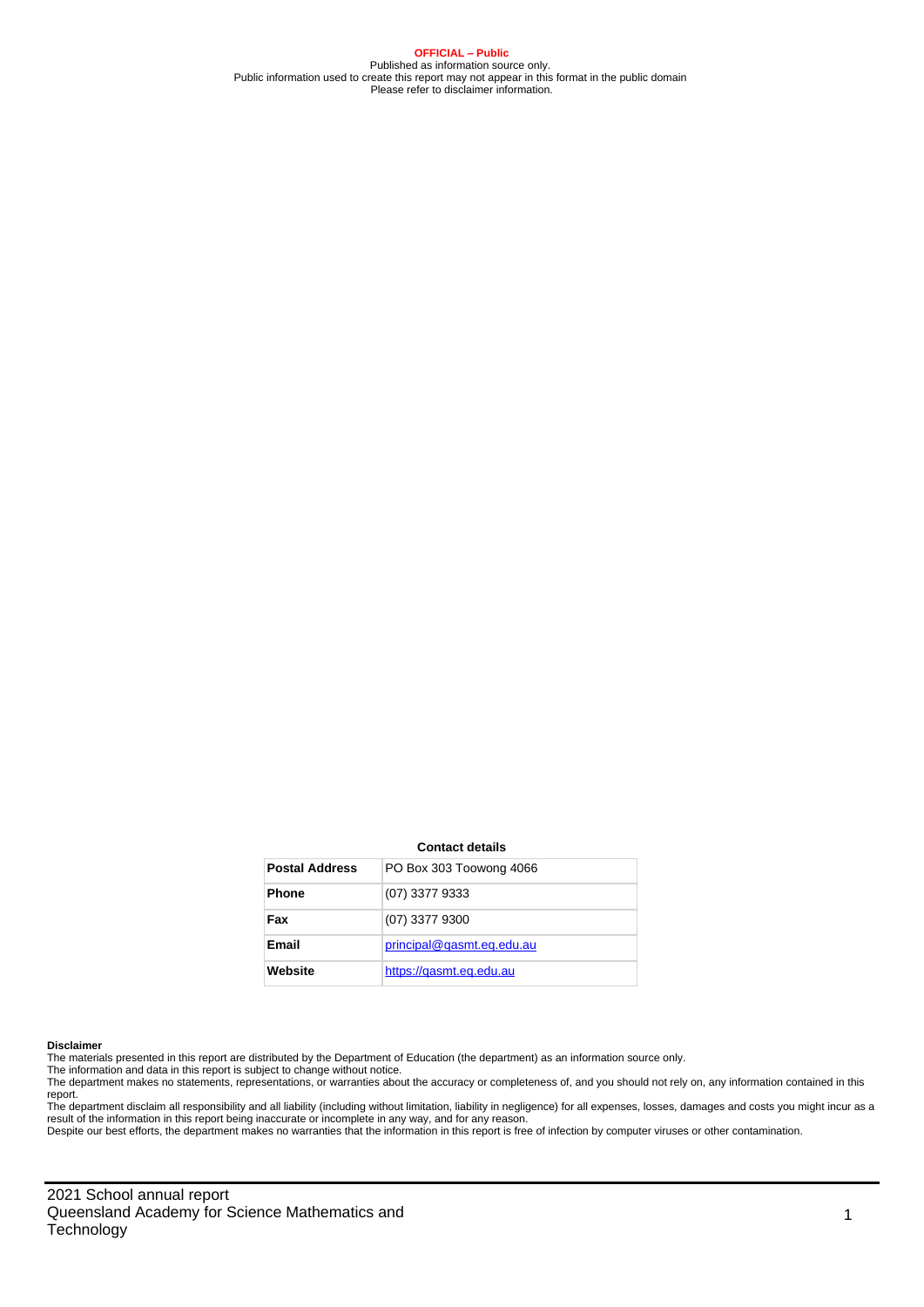**OFFICIAL – Public**

Published as information source only.
Public information used to create this report may not appear in this format in the public domain
Please refer to disclaimer information.

**Contact details**

| **Postal Address** | PO Box 303 Toowong 4066 |
|---|---|
| **Phone** | (07) 3377 9333 |
| **Fax** | (07) 3377 9300 |
| **Email** | principal@qasmt.eq.edu.au |
| **Website** | https://qasmt.eq.edu.au |

**Disclaimer**

The materials presented in this report are distributed by the Department of Education (the department) as an information source only.

The information and data in this report is subject to change without notice.

The department makes no statements, representations, or warranties about the accuracy or completeness of, and you should not rely on, any information contained in this report.

The department disclaim all responsibility and all liability (including without limitation, liability in negligence) for all expenses, losses, damages and costs you might incur as a result of the information in this report being inaccurate or incomplete in any way, and for any reason.

Despite our best efforts, the department makes no warranties that the information in this report is free of infection by computer viruses or other contamination.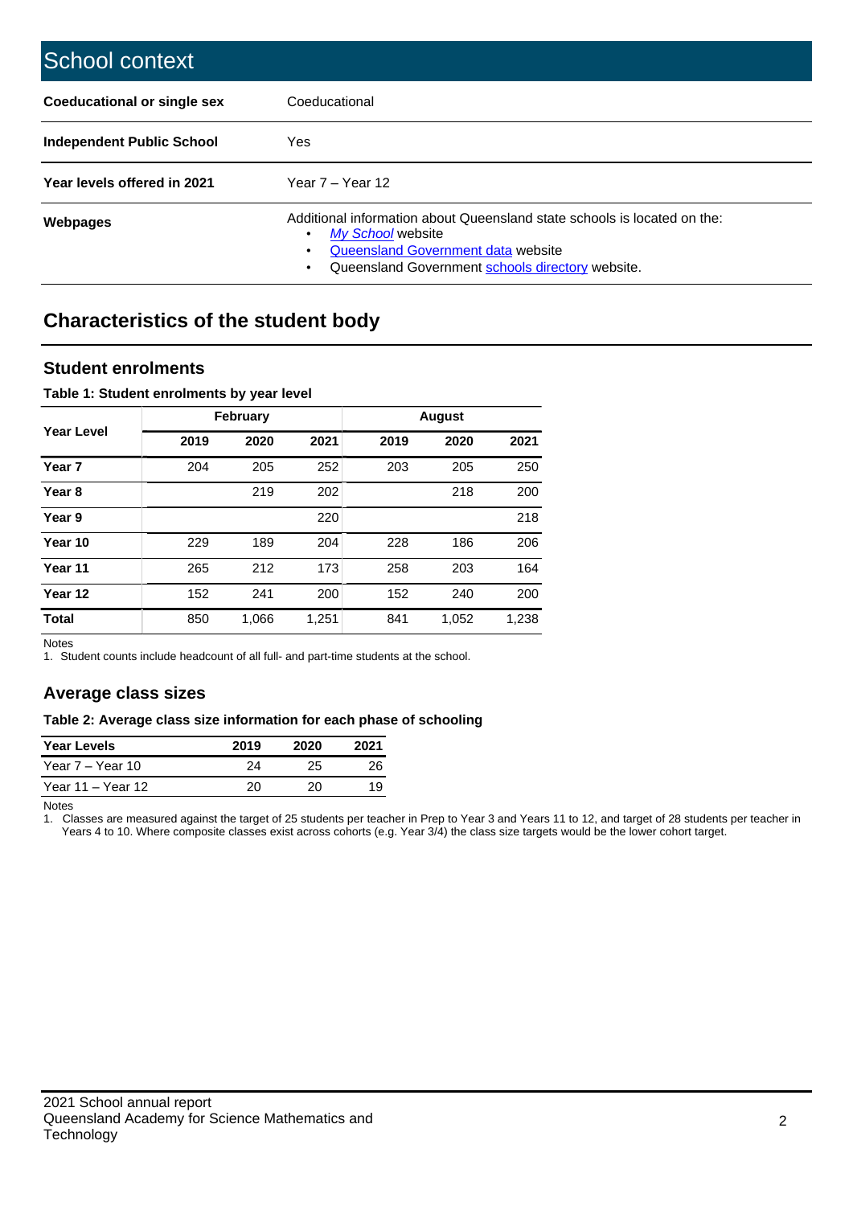# School context

| | |
|---|---|
| **Coeducational or single sex** | Coeducational |
| **Independent Public School** | Yes |
| **Year levels offered in 2021** | Year 7 – Year 12 |
| **Webpages** | Additional information about Queensland state schools is located on the:<br>• *My School* website<br>• Queensland Government data website<br>• Queensland Government schools directory website. |

## Characteristics of the student body

### Student enrolments

**Table 1: Student enrolments by year level**

| Year Level | February | | | August | | |
|---|---|---|---|---|---|---|
| | **2019** | **2020** | **2021** | **2019** | **2020** | **2021** |
| **Year 7** | 204 | 205 | 252 | 203 | 205 | 250 |
| **Year 8** | | 219 | 202 | | 218 | 200 |
| **Year 9** | | | 220 | | | 218 |
| **Year 10** | 229 | 189 | 204 | 228 | 186 | 206 |
| **Year 11** | 265 | 212 | 173 | 258 | 203 | 164 |
| **Year 12** | 152 | 241 | 200 | 152 | 240 | 200 |
| **Total** | 850 | 1,066 | 1,251 | 841 | 1,052 | 1,238 |

Notes

1. Student counts include headcount of all full- and part-time students at the school.

### Average class sizes

**Table 2: Average class size information for each phase of schooling**

| Year Levels | 2019 | 2020 | 2021 |
|---|---|---|---|
| Year 7 – Year 10 | 24 | 25 | 26 |
| Year 11 – Year 12 | 20 | 20 | 19 |

Notes

1. Classes are measured against the target of 25 students per teacher in Prep to Year 3 and Years 11 to 12, and target of 28 students per teacher in Years 4 to 10. Where composite classes exist across cohorts (e.g. Year 3/4) the class size targets would be the lower cohort target.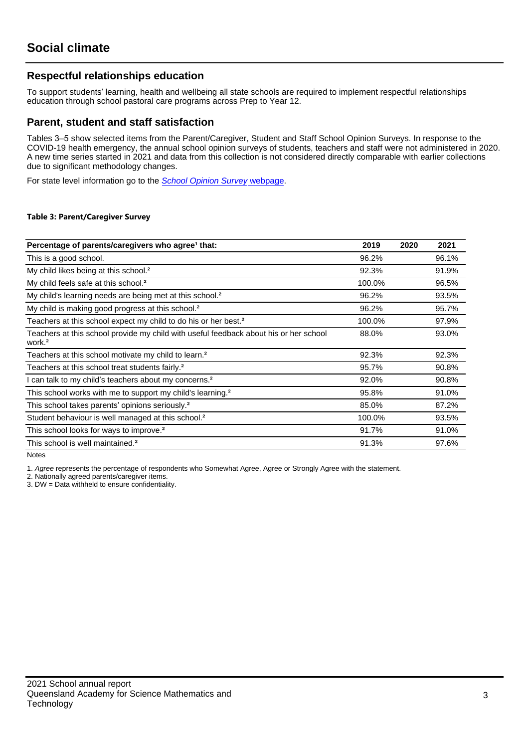# Social climate

## Respectful relationships education

To support students' learning, health and wellbeing all state schools are required to implement respectful relationships education through school pastoral care programs across Prep to Year 12.

## Parent, student and staff satisfaction

Tables 3–5 show selected items from the Parent/Caregiver, Student and Staff School Opinion Surveys. In response to the COVID-19 health emergency, the annual school opinion surveys of students, teachers and staff were not administered in 2020. A new time series started in 2021 and data from this collection is not considered directly comparable with earlier collections due to significant methodology changes.

For state level information go to the *School Opinion Survey* webpage.

**Table 3: Parent/Caregiver Survey**

| Percentage of parents/caregivers who agree[1] that: | 2019 | 2020 | 2021 |
|---|---|---|---|
| This is a good school. | 96.2% | | 96.1% |
| My child likes being at this school.[2] | 92.3% | | 91.9% |
| My child feels safe at this school.[2] | 100.0% | | 96.5% |
| My child's learning needs are being met at this school.[2] | 96.2% | | 93.5% |
| My child is making good progress at this school.[2] | 96.2% | | 95.7% |
| Teachers at this school expect my child to do his or her best.[2] | 100.0% | | 97.9% |
| Teachers at this school provide my child with useful feedback about his or her school work.[2] | 88.0% | | 93.0% |
| Teachers at this school motivate my child to learn.[2] | 92.3% | | 92.3% |
| Teachers at this school treat students fairly.[2] | 95.7% | | 90.8% |
| I can talk to my child's teachers about my concerns.[2] | 92.0% | | 90.8% |
| This school works with me to support my child's learning.[2] | 95.8% | | 91.0% |
| This school takes parents' opinions seriously.[2] | 85.0% | | 87.2% |
| Student behaviour is well managed at this school.[2] | 100.0% | | 93.5% |
| This school looks for ways to improve.[2] | 91.7% | | 91.0% |
| This school is well maintained.[2] | 91.3% | | 97.6% |

Notes

1. *Agree* represents the percentage of respondents who Somewhat Agree, Agree or Strongly Agree with the statement.
2. Nationally agreed parents/caregiver items.
3. DW = Data withheld to ensure confidentiality.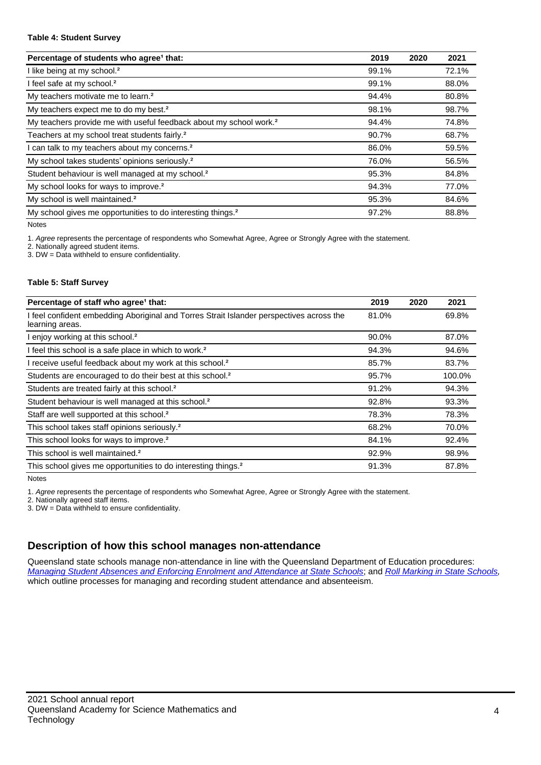**Table 4: Student Survey**

| Percentage of students who agree[1] that: | 2019 | 2020 | 2021 |
|---|---|---|---|
| I like being at my school.[2] | 99.1% | | 72.1% |
| I feel safe at my school.[2] | 99.1% | | 88.0% |
| My teachers motivate me to learn.[2] | 94.4% | | 80.8% |
| My teachers expect me to do my best.[2] | 98.1% | | 98.7% |
| My teachers provide me with useful feedback about my school work.[2] | 94.4% | | 74.8% |
| Teachers at my school treat students fairly.[2] | 90.7% | | 68.7% |
| I can talk to my teachers about my concerns.[2] | 86.0% | | 59.5% |
| My school takes students' opinions seriously.[2] | 76.0% | | 56.5% |
| Student behaviour is well managed at my school.[2] | 95.3% | | 84.8% |
| My school looks for ways to improve.[2] | 94.3% | | 77.0% |
| My school is well maintained.[2] | 95.3% | | 84.6% |
| My school gives me opportunities to do interesting things.[2] | 97.2% | | 88.8% |

Notes

1. *Agree* represents the percentage of respondents who Somewhat Agree, Agree or Strongly Agree with the statement.
2. Nationally agreed student items.
3. DW = Data withheld to ensure confidentiality.

**Table 5: Staff Survey**

| Percentage of staff who agree[1] that: | 2019 | 2020 | 2021 |
|---|---|---|---|
| I feel confident embedding Aboriginal and Torres Strait Islander perspectives across the learning areas. | 81.0% | | 69.8% |
| I enjoy working at this school.[2] | 90.0% | | 87.0% |
| I feel this school is a safe place in which to work.[2] | 94.3% | | 94.6% |
| I receive useful feedback about my work at this school.[2] | 85.7% | | 83.7% |
| Students are encouraged to do their best at this school.[2] | 95.7% | | 100.0% |
| Students are treated fairly at this school.[2] | 91.2% | | 94.3% |
| Student behaviour is well managed at this school.[2] | 92.8% | | 93.3% |
| Staff are well supported at this school.[2] | 78.3% | | 78.3% |
| This school takes staff opinions seriously.[2] | 68.2% | | 70.0% |
| This school looks for ways to improve.[2] | 84.1% | | 92.4% |
| This school is well maintained.[2] | 92.9% | | 98.9% |
| This school gives me opportunities to do interesting things.[2] | 91.3% | | 87.8% |

Notes

1. *Agree* represents the percentage of respondents who Somewhat Agree, Agree or Strongly Agree with the statement.
2. Nationally agreed staff items.
3. DW = Data withheld to ensure confidentiality.

## Description of how this school manages non-attendance

Queensland state schools manage non-attendance in line with the Queensland Department of Education procedures: *Managing Student Absences and Enforcing Enrolment and Attendance at State Schools*; and *Roll Marking in State Schools*, which outline processes for managing and recording student attendance and absenteeism.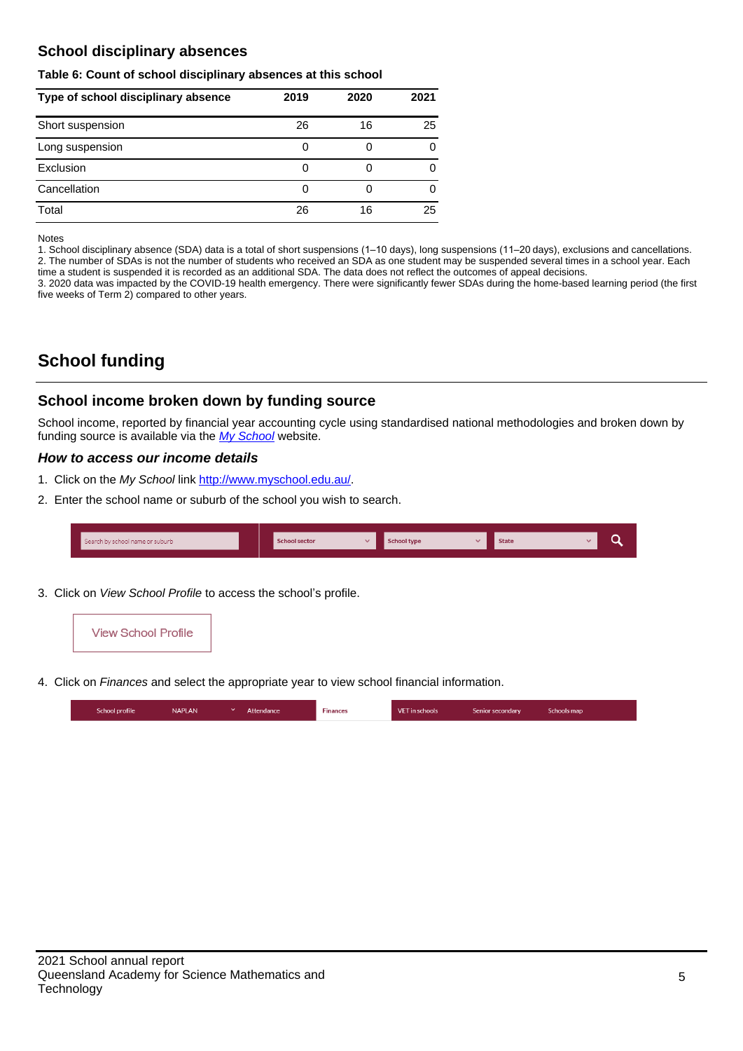## School disciplinary absences

**Table 6: Count of school disciplinary absences at this school**

| Type of school disciplinary absence | 2019 | 2020 | 2021 |
|---|---|---|---|
| Short suspension | 26 | 16 | 25 |
| Long suspension | 0 | 0 | 0 |
| Exclusion | 0 | 0 | 0 |
| Cancellation | 0 | 0 | 0 |
| Total | 26 | 16 | 25 |

Notes

1. School disciplinary absence (SDA) data is a total of short suspensions (1–10 days), long suspensions (11–20 days), exclusions and cancellations.
2. The number of SDAs is not the number of students who received an SDA as one student may be suspended several times in a school year. Each time a student is suspended it is recorded as an additional SDA. The data does not reflect the outcomes of appeal decisions.
3. 2020 data was impacted by the COVID-19 health emergency. There were significantly fewer SDAs during the home-based learning period (the first five weeks of Term 2) compared to other years.

# School funding

## School income broken down by funding source

School income, reported by financial year accounting cycle using standardised national methodologies and broken down by funding source is available via the *My School* website.

### *How to access our income details*

1. Click on the *My School* link http://www.myschool.edu.au/.
2. Enter the school name or suburb of the school you wish to search.

   Search by school name or suburb | School sector | School type | State

3. Click on *View School Profile* to access the school's profile.

   View School Profile

4. Click on *Finances* and select the appropriate year to view school financial information.

   School profile | NAPLAN | Attendance | Finances | VET in schools | Senior secondary | Schools map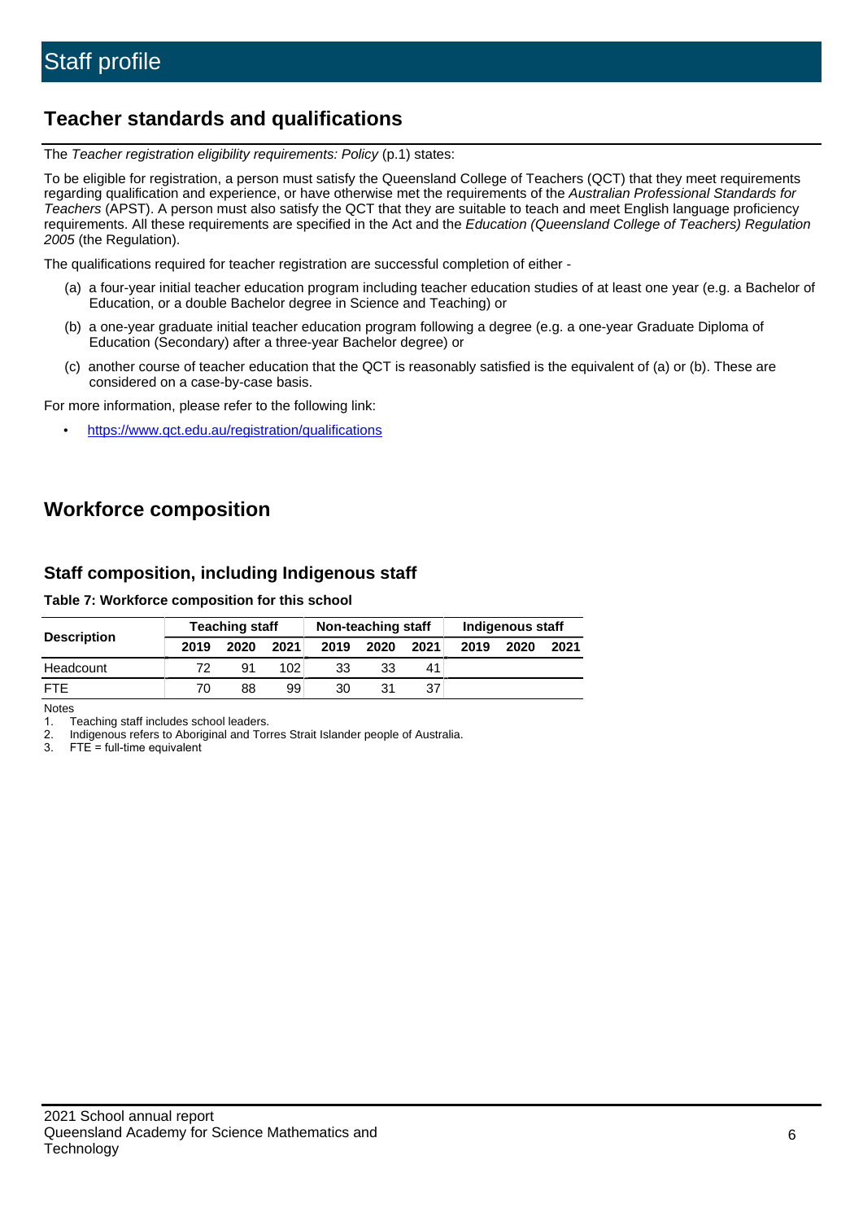# Staff profile

## Teacher standards and qualifications

The *Teacher registration eligibility requirements: Policy* (p.1) states:

To be eligible for registration, a person must satisfy the Queensland College of Teachers (QCT) that they meet requirements regarding qualification and experience, or have otherwise met the requirements of the *Australian Professional Standards for Teachers* (APST). A person must also satisfy the QCT that they are suitable to teach and meet English language proficiency requirements. All these requirements are specified in the Act and the *Education (Queensland College of Teachers) Regulation 2005* (the Regulation).

The qualifications required for teacher registration are successful completion of either -

(a) a four-year initial teacher education program including teacher education studies of at least one year (e.g. a Bachelor of Education, or a double Bachelor degree in Science and Teaching) or

(b) a one-year graduate initial teacher education program following a degree (e.g. a one-year Graduate Diploma of Education (Secondary) after a three-year Bachelor degree) or

(c) another course of teacher education that the QCT is reasonably satisfied is the equivalent of (a) or (b). These are considered on a case-by-case basis.

For more information, please refer to the following link:

- https://www.qct.edu.au/registration/qualifications

## Workforce composition

### Staff composition, including Indigenous staff

**Table 7: Workforce composition for this school**

| Description | Teaching staff | | | Non-teaching staff | | | Indigenous staff | | |
|---|---|---|---|---|---|---|---|---|---|
| | 2019 | 2020 | 2021 | 2019 | 2020 | 2021 | 2019 | 2020 | 2021 |
| Headcount | 72 | 91 | 102 | 33 | 33 | 41 | | | |
| FTE | 70 | 88 | 99 | 30 | 31 | 37 | | | |

Notes

1. Teaching staff includes school leaders.
2. Indigenous refers to Aboriginal and Torres Strait Islander people of Australia.
3. FTE = full-time equivalent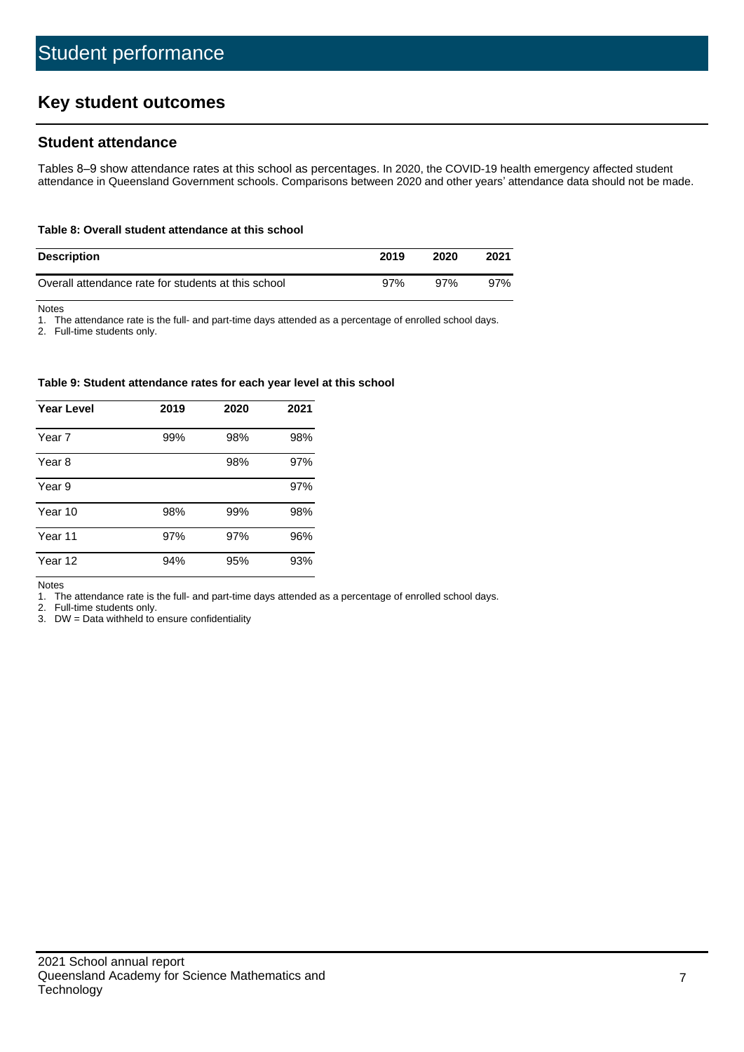# Student performance

## Key student outcomes

### Student attendance

Tables 8–9 show attendance rates at this school as percentages. In 2020, the COVID-19 health emergency affected student attendance in Queensland Government schools. Comparisons between 2020 and other years' attendance data should not be made.

**Table 8: Overall student attendance at this school**

| Description | 2019 | 2020 | 2021 |
|---|---|---|---|
| Overall attendance rate for students at this school | 97% | 97% | 97% |

Notes

1. The attendance rate is the full- and part-time days attended as a percentage of enrolled school days.
2. Full-time students only.

**Table 9: Student attendance rates for each year level at this school**

| Year Level | 2019 | 2020 | 2021 |
|---|---|---|---|
| Year 7 | 99% | 98% | 98% |
| Year 8 | | 98% | 97% |
| Year 9 | | | 97% |
| Year 10 | 98% | 99% | 98% |
| Year 11 | 97% | 97% | 96% |
| Year 12 | 94% | 95% | 93% |

Notes

1. The attendance rate is the full- and part-time days attended as a percentage of enrolled school days.
2. Full-time students only.
3. DW = Data withheld to ensure confidentiality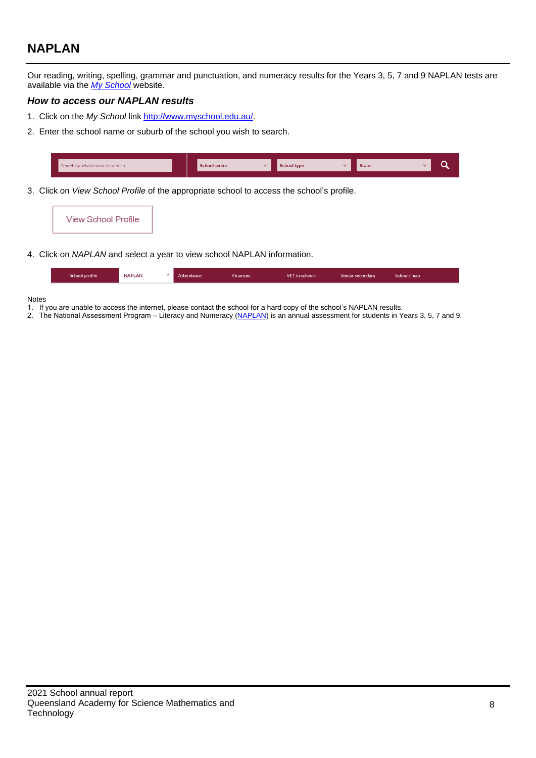## NAPLAN

Our reading, writing, spelling, grammar and punctuation, and numeracy results for the Years 3, 5, 7 and 9 NAPLAN tests are available via the *[My School](http://www.myschool.edu.au/)* website.

### *How to access our NAPLAN results*

1. Click on the *My School* link [http://www.myschool.edu.au/](http://www.myschool.edu.au/).
2. Enter the school name or suburb of the school you wish to search.

| Search by school name or suburb | School sector | School type | State |
|---|---|---|---|

3. Click on *View School Profile* of the appropriate school to access the school's profile.

View School Profile

4. Click on *NAPLAN* and select a year to view school NAPLAN information.

| School profile | NAPLAN | Attendance | Finances | VET in schools | Senior secondary | Schools map |
|---|---|---|---|---|---|---|

Notes
1. If you are unable to access the internet, please contact the school for a hard copy of the school's NAPLAN results.
2. The National Assessment Program – Literacy and Numeracy (NAPLAN) is an annual assessment for students in Years 3, 5, 7 and 9.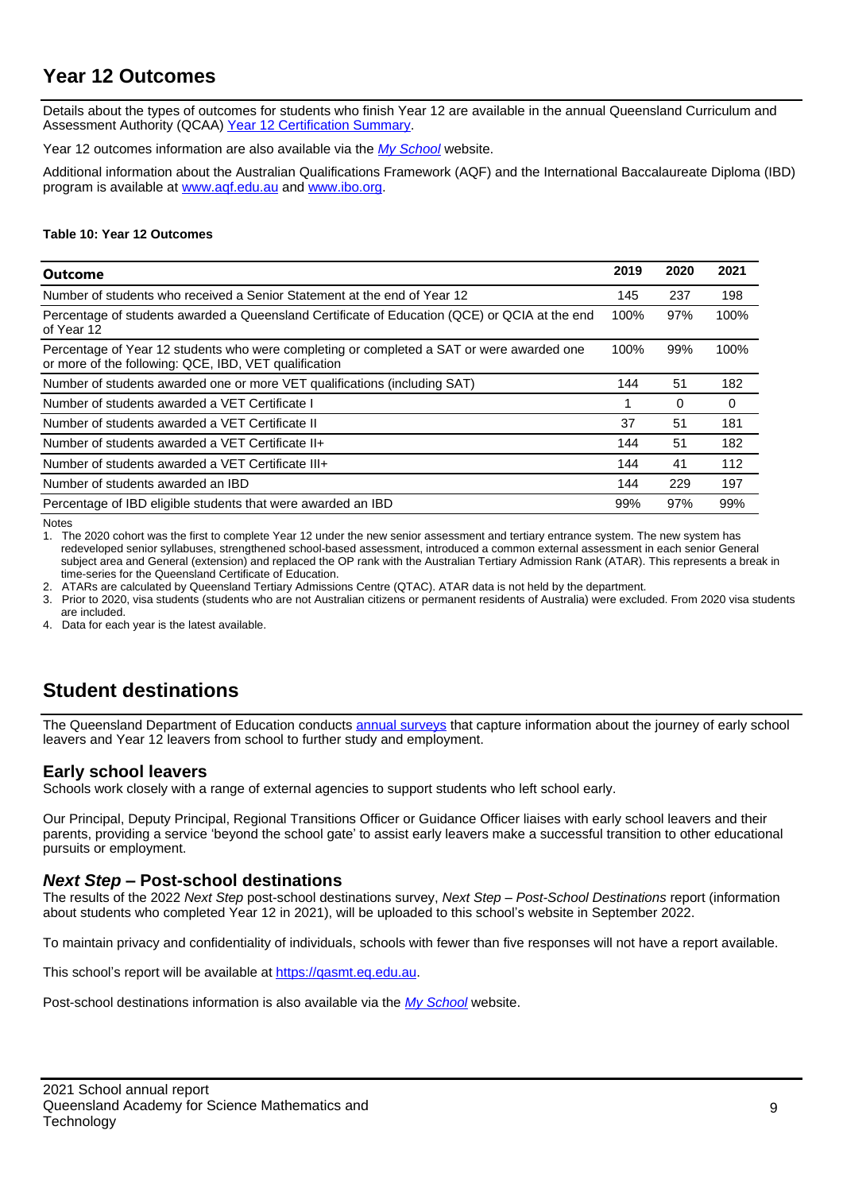## Year 12 Outcomes

Details about the types of outcomes for students who finish Year 12 are available in the annual Queensland Curriculum and Assessment Authority (QCAA) Year 12 Certification Summary.

Year 12 outcomes information are also available via the *My School* website.

Additional information about the Australian Qualifications Framework (AQF) and the International Baccalaureate Diploma (IBD) program is available at www.aqf.edu.au and www.ibo.org.

**Table 10: Year 12 Outcomes**

| Outcome | 2019 | 2020 | 2021 |
|---|---|---|---|
| Number of students who received a Senior Statement at the end of Year 12 | 145 | 237 | 198 |
| Percentage of students awarded a Queensland Certificate of Education (QCE) or QCIA at the end of Year 12 | 100% | 97% | 100% |
| Percentage of Year 12 students who were completing or completed a SAT or were awarded one or more of the following: QCE, IBD, VET qualification | 100% | 99% | 100% |
| Number of students awarded one or more VET qualifications (including SAT) | 144 | 51 | 182 |
| Number of students awarded a VET Certificate I | 1 | 0 | 0 |
| Number of students awarded a VET Certificate II | 37 | 51 | 181 |
| Number of students awarded a VET Certificate II+ | 144 | 51 | 182 |
| Number of students awarded a VET Certificate III+ | 144 | 41 | 112 |
| Number of students awarded an IBD | 144 | 229 | 197 |
| Percentage of IBD eligible students that were awarded an IBD | 99% | 97% | 99% |

Notes

1. The 2020 cohort was the first to complete Year 12 under the new senior assessment and tertiary entrance system. The new system has redeveloped senior syllabuses, strengthened school-based assessment, introduced a common external assessment in each senior General subject area and General (extension) and replaced the OP rank with the Australian Tertiary Admission Rank (ATAR). This represents a break in time-series for the Queensland Certificate of Education.
2. ATARs are calculated by Queensland Tertiary Admissions Centre (QTAC). ATAR data is not held by the department.
3. Prior to 2020, visa students (students who are not Australian citizens or permanent residents of Australia) were excluded. From 2020 visa students are included.
4. Data for each year is the latest available.

## Student destinations

The Queensland Department of Education conducts annual surveys that capture information about the journey of early school leavers and Year 12 leavers from school to further study and employment.

### Early school leavers

Schools work closely with a range of external agencies to support students who left school early.

Our Principal, Deputy Principal, Regional Transitions Officer or Guidance Officer liaises with early school leavers and their parents, providing a service 'beyond the school gate' to assist early leavers make a successful transition to other educational pursuits or employment.

### *Next Step* – Post-school destinations

The results of the 2022 *Next Step* post-school destinations survey, *Next Step – Post-School Destinations* report (information about students who completed Year 12 in 2021), will be uploaded to this school's website in September 2022.

To maintain privacy and confidentiality of individuals, schools with fewer than five responses will not have a report available.

This school's report will be available at https://qasmt.eq.edu.au.

Post-school destinations information is also available via the *My School* website.